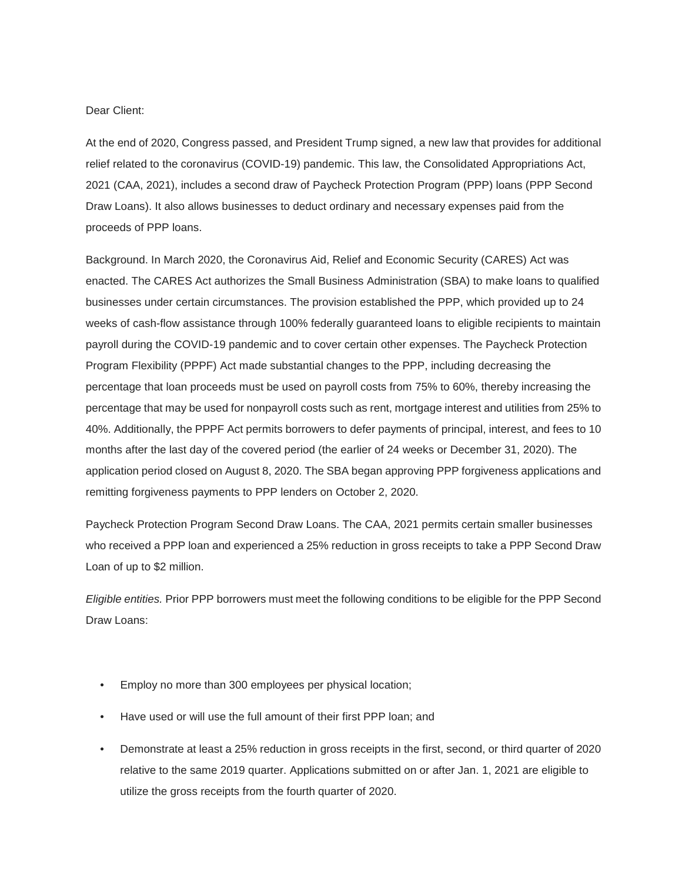Dear Client:

At the end of 2020, Congress passed, and President Trump signed, a new law that provides for additional relief related to the coronavirus (COVID-19) pandemic. This law, the Consolidated Appropriations Act, 2021 (CAA, 2021), includes a second draw of Paycheck Protection Program (PPP) loans (PPP Second Draw Loans). It also allows businesses to deduct ordinary and necessary expenses paid from the proceeds of PPP loans.

Background. In March 2020, the Coronavirus Aid, Relief and Economic Security (CARES) Act was enacted. The CARES Act authorizes the Small Business Administration (SBA) to make loans to qualified businesses under certain circumstances. The provision established the PPP, which provided up to 24 weeks of cash-flow assistance through 100% federally guaranteed loans to eligible recipients to maintain payroll during the COVID-19 pandemic and to cover certain other expenses. The Paycheck Protection Program Flexibility (PPPF) Act made substantial changes to the PPP, including decreasing the percentage that loan proceeds must be used on payroll costs from 75% to 60%, thereby increasing the percentage that may be used for nonpayroll costs such as rent, mortgage interest and utilities from 25% to 40%. Additionally, the PPPF Act permits borrowers to defer payments of principal, interest, and fees to 10 months after the last day of the covered period (the earlier of 24 weeks or December 31, 2020). The application period closed on August 8, 2020. The SBA began approving PPP forgiveness applications and remitting forgiveness payments to PPP lenders on October 2, 2020.

Paycheck Protection Program Second Draw Loans. The CAA, 2021 permits certain smaller businesses who received a PPP loan and experienced a 25% reduction in gross receipts to take a PPP Second Draw Loan of up to $2 million.

*Eligible entities.* Prior PPP borrowers must meet the following conditions to be eligible for the PPP Second Draw Loans:

- Employ no more than 300 employees per physical location;
- Have used or will use the full amount of their first PPP loan; and
- Demonstrate at least a 25% reduction in gross receipts in the first, second, or third quarter of 2020 relative to the same 2019 quarter. Applications submitted on or after Jan. 1, 2021 are eligible to utilize the gross receipts from the fourth quarter of 2020.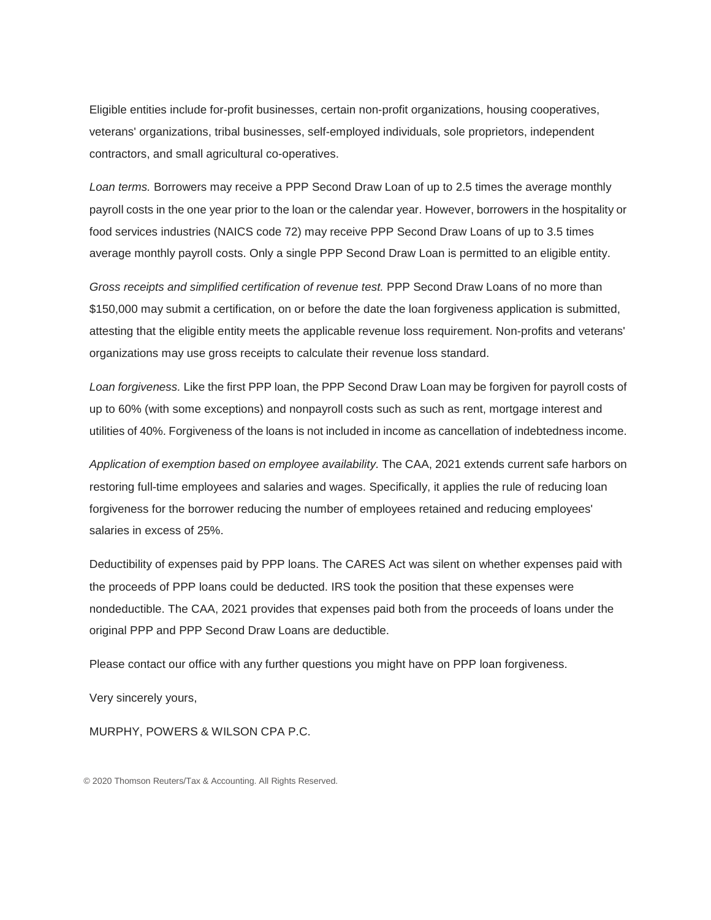Eligible entities include for-profit businesses, certain non-profit organizations, housing cooperatives, veterans' organizations, tribal businesses, self-employed individuals, sole proprietors, independent contractors, and small agricultural co-operatives.

*Loan terms.* Borrowers may receive a PPP Second Draw Loan of up to 2.5 times the average monthly payroll costs in the one year prior to the loan or the calendar year. However, borrowers in the hospitality or food services industries (NAICS code 72) may receive PPP Second Draw Loans of up to 3.5 times average monthly payroll costs. Only a single PPP Second Draw Loan is permitted to an eligible entity.

*Gross receipts and simplified certification of revenue test.* PPP Second Draw Loans of no more than $150,000 may submit a certification, on or before the date the loan forgiveness application is submitted, attesting that the eligible entity meets the applicable revenue loss requirement. Non-profits and veterans' organizations may use gross receipts to calculate their revenue loss standard.

*Loan forgiveness.* Like the first PPP loan, the PPP Second Draw Loan may be forgiven for payroll costs of up to 60% (with some exceptions) and nonpayroll costs such as such as rent, mortgage interest and utilities of 40%. Forgiveness of the loans is not included in income as cancellation of indebtedness income.

*Application of exemption based on employee availability.* The CAA, 2021 extends current safe harbors on restoring full-time employees and salaries and wages. Specifically, it applies the rule of reducing loan forgiveness for the borrower reducing the number of employees retained and reducing employees' salaries in excess of 25%.

Deductibility of expenses paid by PPP loans. The CARES Act was silent on whether expenses paid with the proceeds of PPP loans could be deducted. IRS took the position that these expenses were nondeductible. The CAA, 2021 provides that expenses paid both from the proceeds of loans under the original PPP and PPP Second Draw Loans are deductible.

Please contact our office with any further questions you might have on PPP loan forgiveness.

Very sincerely yours,

MURPHY, POWERS & WILSON CPA P.C.

© 2020 Thomson Reuters/Tax & Accounting. All Rights Reserved.